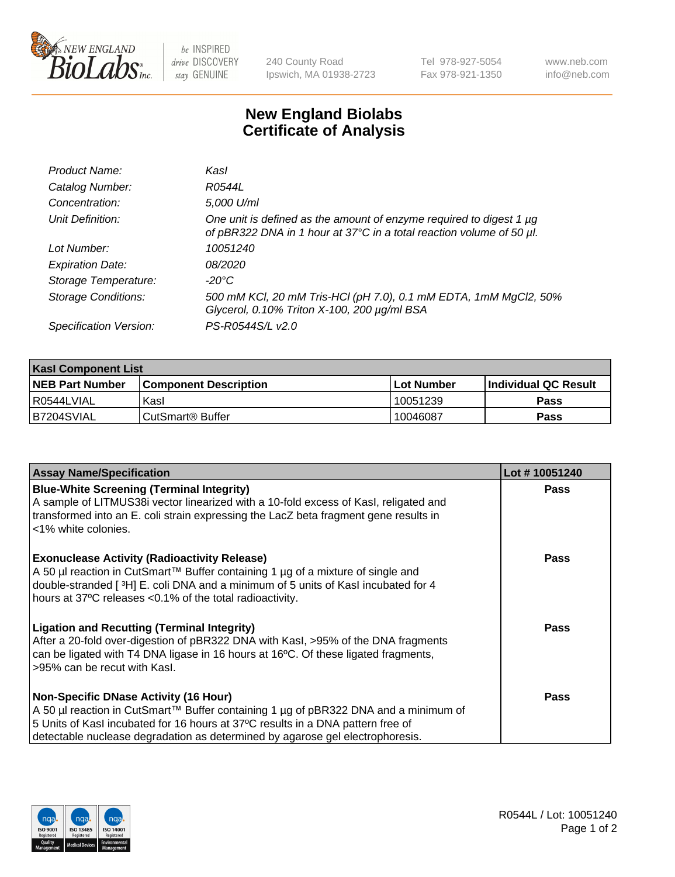# New England Biolabs
## Certificate of Analysis

| | |
|---|---|
| *Product Name:* | *KasI* |
| *Catalog Number:* | *R0544L* |
| *Concentration:* | *5,000 U/ml* |
| *Unit Definition:* | *One unit is defined as the amount of enzyme required to digest 1 µg of pBR322 DNA in 1 hour at 37°C in a total reaction volume of 50 µl.* |
| *Lot Number:* | *10051240* |
| *Expiration Date:* | *08/2020* |
| *Storage Temperature:* | *-20°C* |
| *Storage Conditions:* | *500 mM KCl, 20 mM Tris-HCl (pH 7.0), 0.1 mM EDTA, 1mM MgCl2, 50% Glycerol, 0.10% Triton X-100, 200 µg/ml BSA* |
| *Specification Version:* | *PS-R0544S/L v2.0* |

| **KasI Component List** | | | |
|---|---|---|---|
| **NEB Part Number** | **Component Description** | **Lot Number** | **Individual QC Result** |
| R0544LVIAL | KasI | 10051239 | **Pass** |
| B7204SVIAL | CutSmart® Buffer | 10046087 | **Pass** |

| **Assay Name/Specification** | **Lot # 10051240** |
|---|---|
| **Blue-White Screening (Terminal Integrity)** A sample of LITMUS38i vector linearized with a 10-fold excess of KasI, religated and transformed into an E. coli strain expressing the LacZ beta fragment gene results in <1% white colonies. | **Pass** |
| **Exonuclease Activity (Radioactivity Release)** A 50 µl reaction in CutSmart™ Buffer containing 1 µg of a mixture of single and double-stranded [ $^3$H] E. coli DNA and a minimum of 5 units of KasI incubated for 4 hours at 37ºC releases <0.1% of the total radioactivity. | **Pass** |
| **Ligation and Recutting (Terminal Integrity)** After a 20-fold over-digestion of pBR322 DNA with KasI, >95% of the DNA fragments can be ligated with T4 DNA ligase in 16 hours at 16ºC. Of these ligated fragments, >95% can be recut with KasI. | **Pass** |
| **Non-Specific DNase Activity (16 Hour)** A 50 µl reaction in CutSmart™ Buffer containing 1 µg of pBR322 DNA and a minimum of 5 Units of KasI incubated for 16 hours at 37ºC results in a DNA pattern free of detectable nuclease degradation as determined by agarose gel electrophoresis. | **Pass** |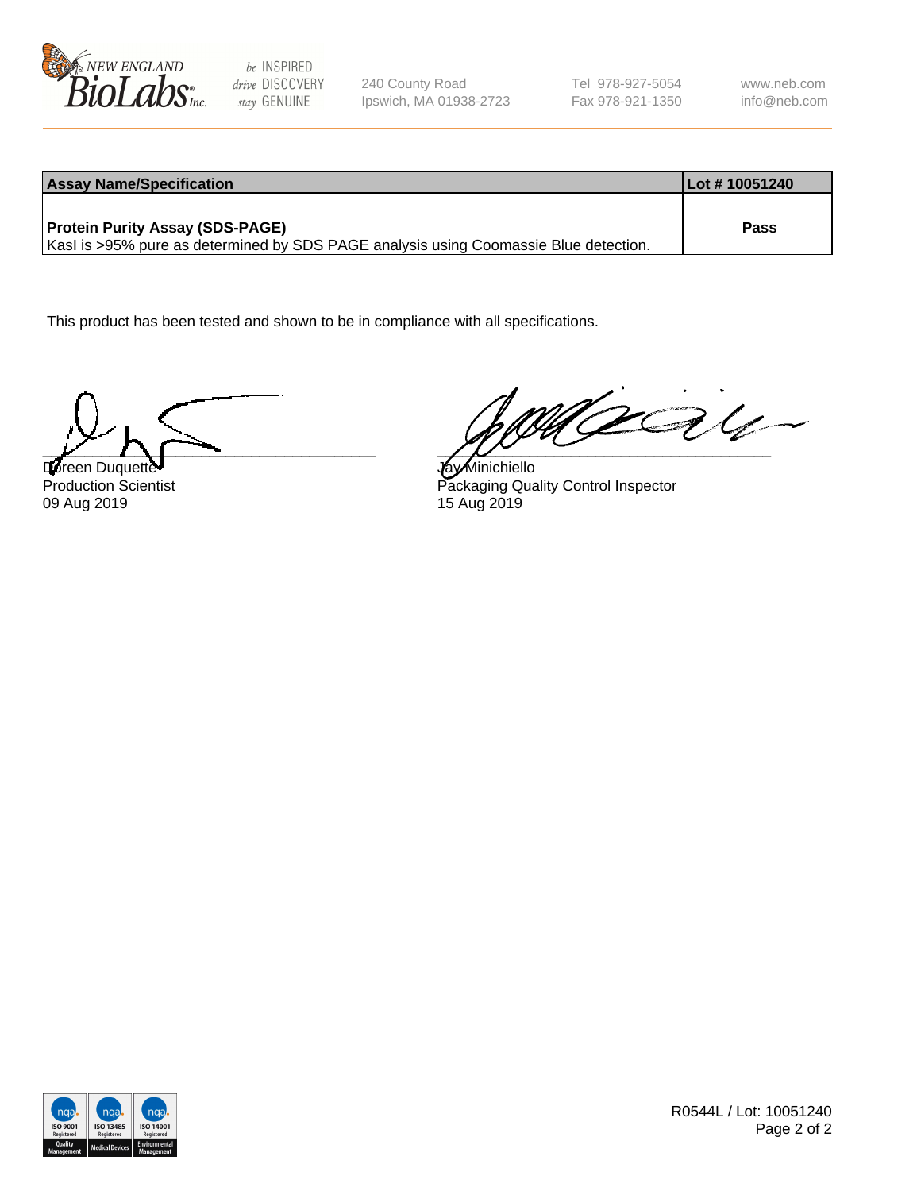| Assay Name/Specification | Lot # 10051240 |
| --- | --- |
| **Protein Purity Assay (SDS-PAGE)**<br>KasI is >95% pure as determined by SDS PAGE analysis using Coomassie Blue detection. | **Pass** |

This product has been tested and shown to be in compliance with all specifications.

Doreen Duquette
Production Scientist
09 Aug 2019

Jay Minichiello
Packaging Quality Control Inspector
15 Aug 2019

R0544L / Lot: 10051240